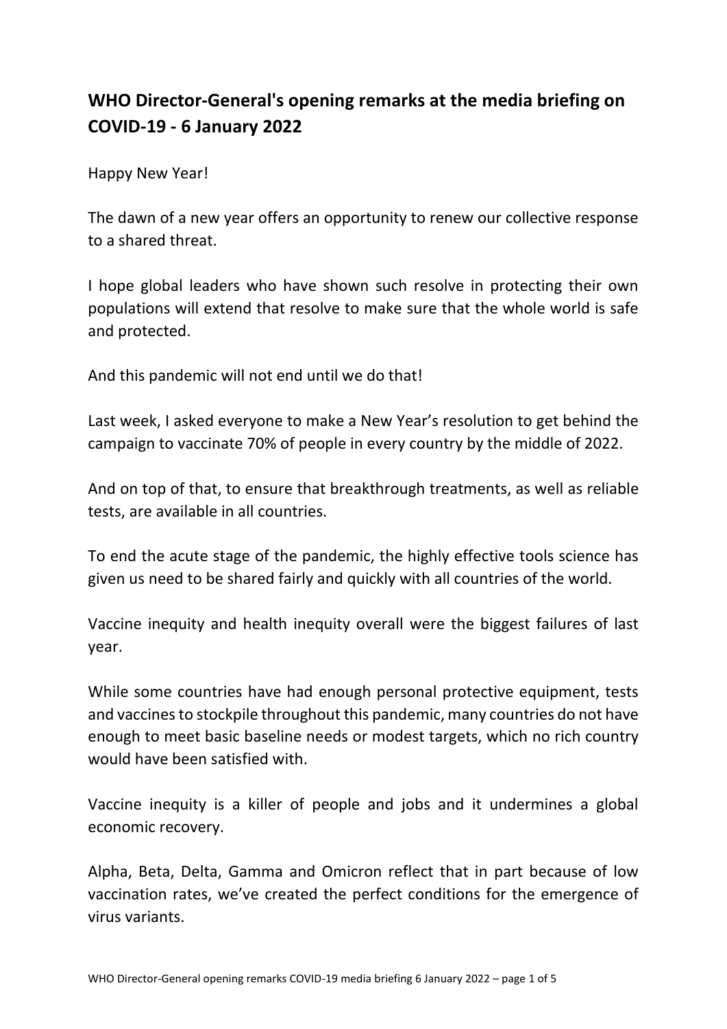# WHO Director-General's opening remarks at the media briefing on COVID-19 - 6 January 2022

Happy New Year!

The dawn of a new year offers an opportunity to renew our collective response to a shared threat.

I hope global leaders who have shown such resolve in protecting their own populations will extend that resolve to make sure that the whole world is safe and protected.

And this pandemic will not end until we do that!

Last week, I asked everyone to make a New Year's resolution to get behind the campaign to vaccinate 70% of people in every country by the middle of 2022.

And on top of that, to ensure that breakthrough treatments, as well as reliable tests, are available in all countries.

To end the acute stage of the pandemic, the highly effective tools science has given us need to be shared fairly and quickly with all countries of the world.

Vaccine inequity and health inequity overall were the biggest failures of last year.

While some countries have had enough personal protective equipment, tests and vaccines to stockpile throughout this pandemic, many countries do not have enough to meet basic baseline needs or modest targets, which no rich country would have been satisfied with.

Vaccine inequity is a killer of people and jobs and it undermines a global economic recovery.

Alpha, Beta, Delta, Gamma and Omicron reflect that in part because of low vaccination rates, we've created the perfect conditions for the emergence of virus variants.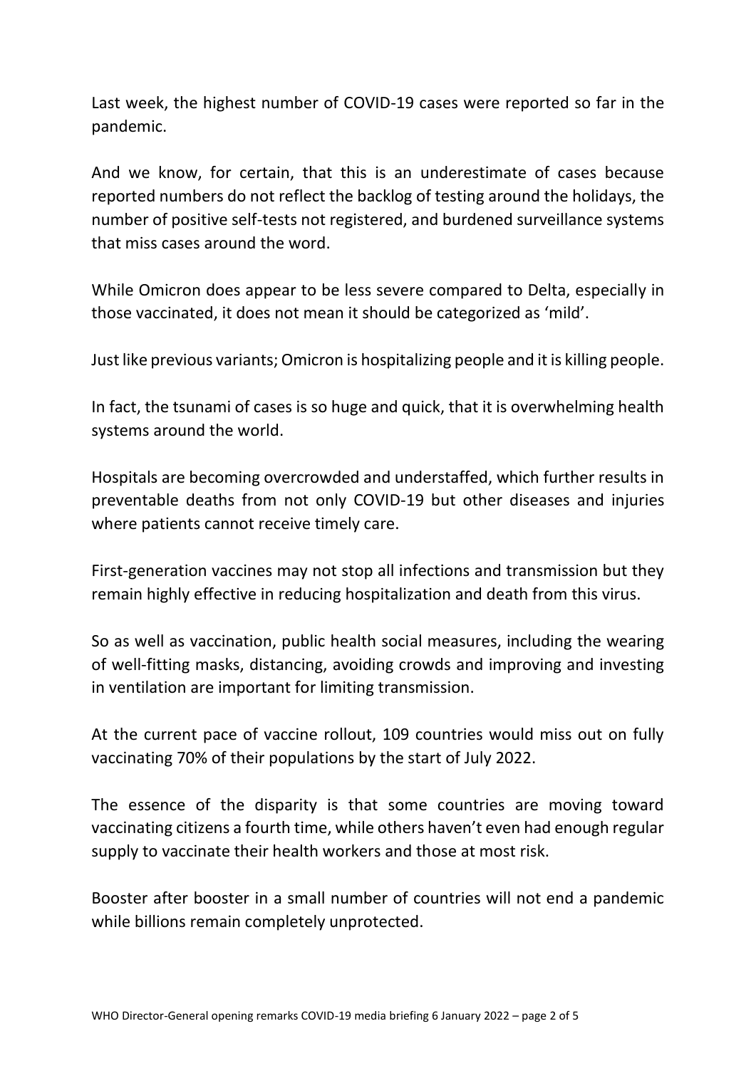Last week, the highest number of COVID-19 cases were reported so far in the pandemic.

And we know, for certain, that this is an underestimate of cases because reported numbers do not reflect the backlog of testing around the holidays, the number of positive self-tests not registered, and burdened surveillance systems that miss cases around the word.

While Omicron does appear to be less severe compared to Delta, especially in those vaccinated, it does not mean it should be categorized as 'mild'.

Just like previous variants; Omicron is hospitalizing people and it is killing people.

In fact, the tsunami of cases is so huge and quick, that it is overwhelming health systems around the world.

Hospitals are becoming overcrowded and understaffed, which further results in preventable deaths from not only COVID-19 but other diseases and injuries where patients cannot receive timely care.

First-generation vaccines may not stop all infections and transmission but they remain highly effective in reducing hospitalization and death from this virus.

So as well as vaccination, public health social measures, including the wearing of well-fitting masks, distancing, avoiding crowds and improving and investing in ventilation are important for limiting transmission.

At the current pace of vaccine rollout, 109 countries would miss out on fully vaccinating 70% of their populations by the start of July 2022.

The essence of the disparity is that some countries are moving toward vaccinating citizens a fourth time, while others haven't even had enough regular supply to vaccinate their health workers and those at most risk.

Booster after booster in a small number of countries will not end a pandemic while billions remain completely unprotected.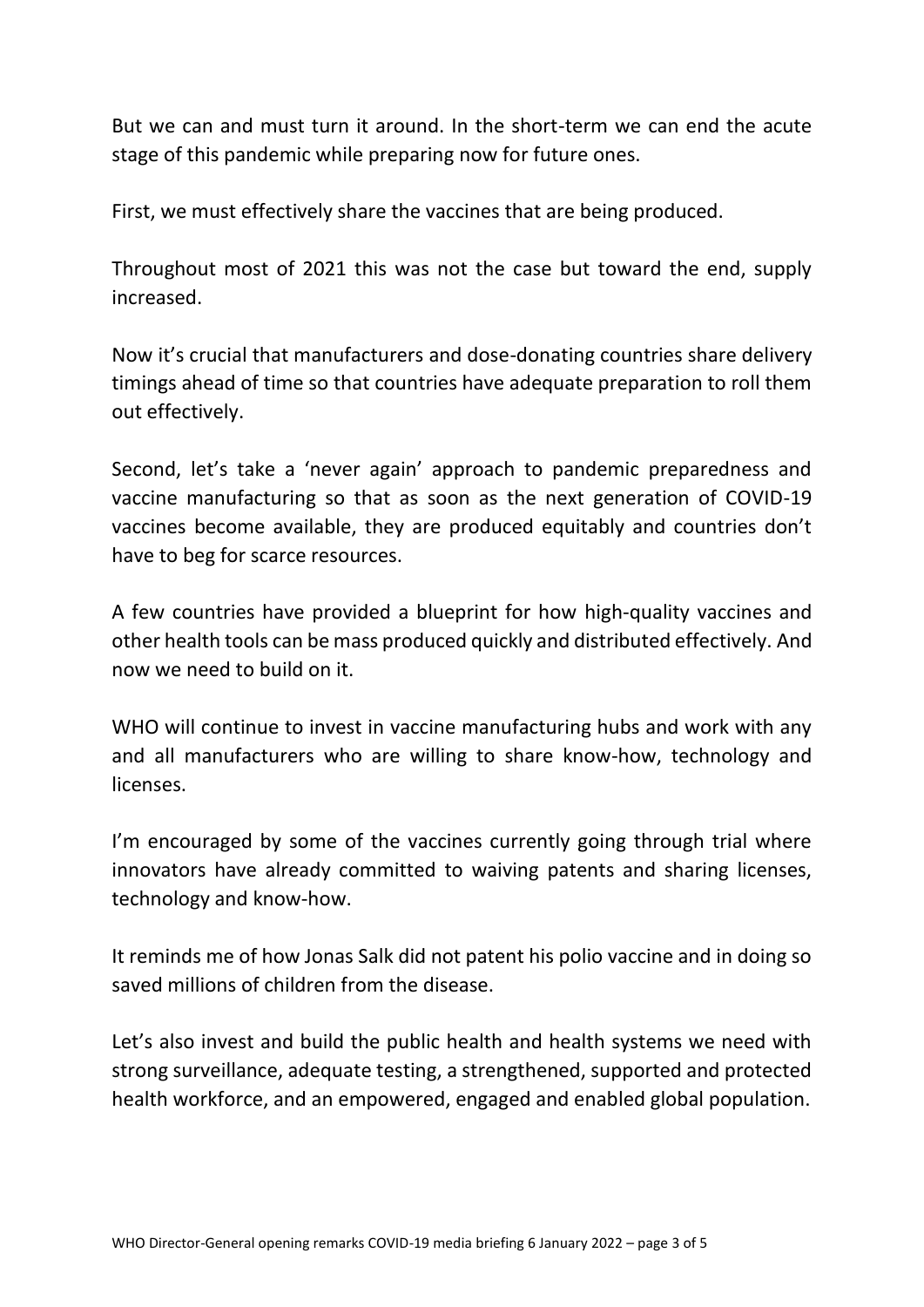But we can and must turn it around. In the short-term we can end the acute stage of this pandemic while preparing now for future ones.

First, we must effectively share the vaccines that are being produced.

Throughout most of 2021 this was not the case but toward the end, supply increased.

Now it's crucial that manufacturers and dose-donating countries share delivery timings ahead of time so that countries have adequate preparation to roll them out effectively.

Second, let's take a 'never again' approach to pandemic preparedness and vaccine manufacturing so that as soon as the next generation of COVID-19 vaccines become available, they are produced equitably and countries don't have to beg for scarce resources.

A few countries have provided a blueprint for how high-quality vaccines and other health tools can be mass produced quickly and distributed effectively. And now we need to build on it.

WHO will continue to invest in vaccine manufacturing hubs and work with any and all manufacturers who are willing to share know-how, technology and licenses.

I'm encouraged by some of the vaccines currently going through trial where innovators have already committed to waiving patents and sharing licenses, technology and know-how.

It reminds me of how Jonas Salk did not patent his polio vaccine and in doing so saved millions of children from the disease.

Let's also invest and build the public health and health systems we need with strong surveillance, adequate testing, a strengthened, supported and protected health workforce, and an empowered, engaged and enabled global population.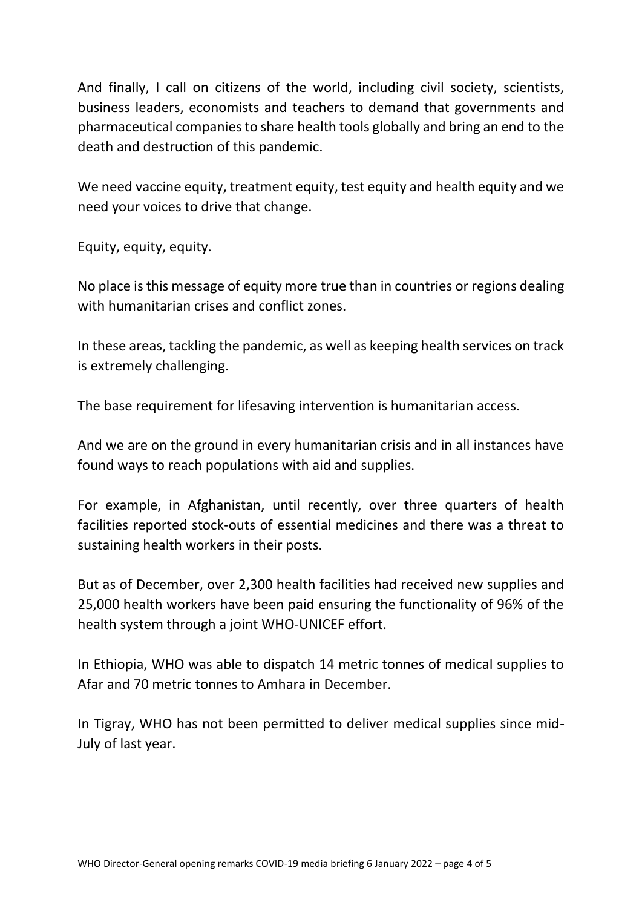And finally, I call on citizens of the world, including civil society, scientists, business leaders, economists and teachers to demand that governments and pharmaceutical companies to share health tools globally and bring an end to the death and destruction of this pandemic.

We need vaccine equity, treatment equity, test equity and health equity and we need your voices to drive that change.

Equity, equity, equity.

No place is this message of equity more true than in countries or regions dealing with humanitarian crises and conflict zones.

In these areas, tackling the pandemic, as well as keeping health services on track is extremely challenging.

The base requirement for lifesaving intervention is humanitarian access.

And we are on the ground in every humanitarian crisis and in all instances have found ways to reach populations with aid and supplies.

For example, in Afghanistan, until recently, over three quarters of health facilities reported stock-outs of essential medicines and there was a threat to sustaining health workers in their posts.

But as of December, over 2,300 health facilities had received new supplies and 25,000 health workers have been paid ensuring the functionality of 96% of the health system through a joint WHO-UNICEF effort.

In Ethiopia, WHO was able to dispatch 14 metric tonnes of medical supplies to Afar and 70 metric tonnes to Amhara in December.

In Tigray, WHO has not been permitted to deliver medical supplies since mid-July of last year.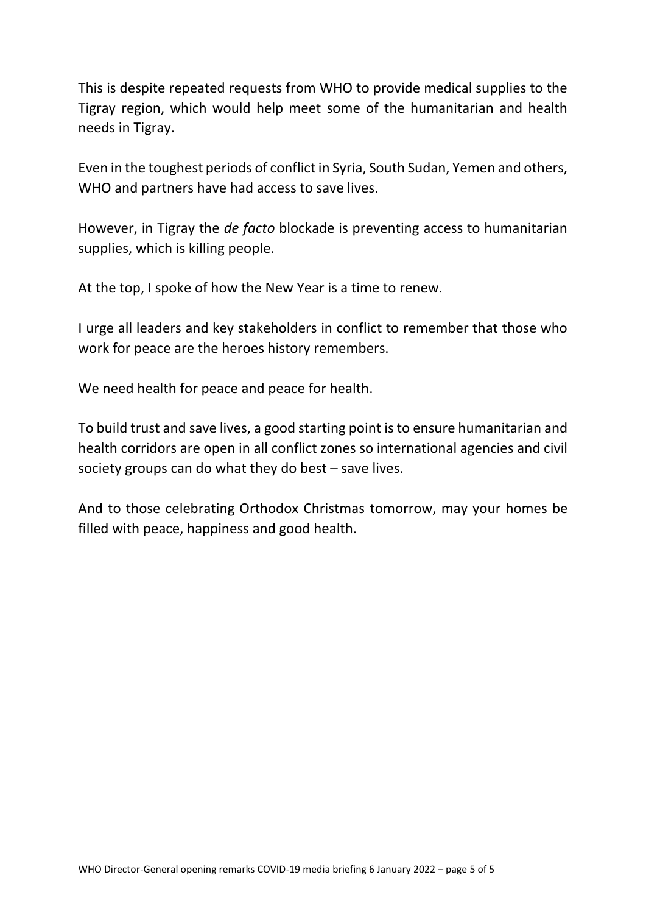This is despite repeated requests from WHO to provide medical supplies to the Tigray region, which would help meet some of the humanitarian and health needs in Tigray.

Even in the toughest periods of conflict in Syria, South Sudan, Yemen and others, WHO and partners have had access to save lives.

However, in Tigray the *de facto* blockade is preventing access to humanitarian supplies, which is killing people.

At the top, I spoke of how the New Year is a time to renew.

I urge all leaders and key stakeholders in conflict to remember that those who work for peace are the heroes history remembers.

We need health for peace and peace for health.

To build trust and save lives, a good starting point is to ensure humanitarian and health corridors are open in all conflict zones so international agencies and civil society groups can do what they do best – save lives.

And to those celebrating Orthodox Christmas tomorrow, may your homes be filled with peace, happiness and good health.